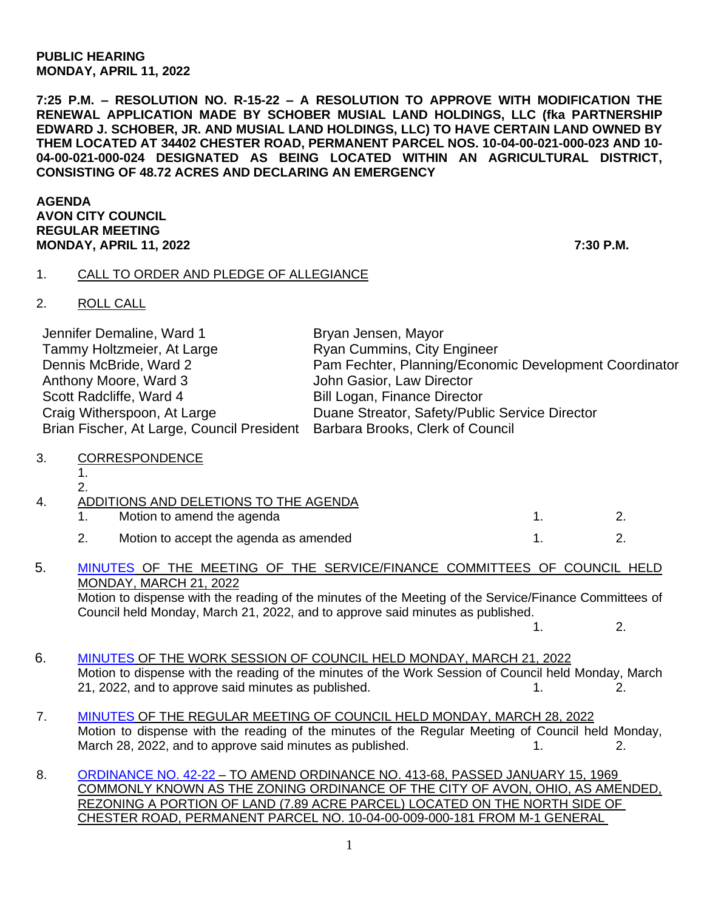**PUBLIC HEARING**
**MONDAY, APRIL 11, 2022**

**7:25 P.M. – RESOLUTION NO. R-15-22 – A RESOLUTION TO APPROVE WITH MODIFICATION THE RENEWAL APPLICATION MADE BY SCHOBER MUSIAL LAND HOLDINGS, LLC (fka PARTNERSHIP EDWARD J. SCHOBER, JR. AND MUSIAL LAND HOLDINGS, LLC) TO HAVE CERTAIN LAND OWNED BY THEM LOCATED AT 34402 CHESTER ROAD, PERMANENT PARCEL NOS. 10-04-00-021-000-023 AND 10-04-00-021-000-024 DESIGNATED AS BEING LOCATED WITHIN AN AGRICULTURAL DISTRICT, CONSISTING OF 48.72 ACRES AND DECLARING AN EMERGENCY**

**AGENDA**
**AVON CITY COUNCIL**
**REGULAR MEETING**
**MONDAY, APRIL 11, 2022 7:30 P.M.**

1. CALL TO ORDER AND PLEDGE OF ALLEGIANCE

2. ROLL CALL

| | |
|---|---|
| Jennifer Demaline, Ward 1 | Bryan Jensen, Mayor |
| Tammy Holtzmeier, At Large | Ryan Cummins, City Engineer |
| Dennis McBride, Ward 2 | Pam Fechter, Planning/Economic Development Coordinator |
| Anthony Moore, Ward 3 | John Gasior, Law Director |
| Scott Radcliffe, Ward 4 | Bill Logan, Finance Director |
| Craig Witherspoon, At Large | Duane Streator, Safety/Public Service Director |
| Brian Fischer, At Large, Council President | Barbara Brooks, Clerk of Council |

3. CORRESPONDENCE
   1.
   2.

4. ADDITIONS AND DELETIONS TO THE AGENDA
   1. Motion to amend the agenda 1. 2.
   2. Motion to accept the agenda as amended 1. 2.

5. MINUTES OF THE MEETING OF THE SERVICE/FINANCE COMMITTEES OF COUNCIL HELD MONDAY, MARCH 21, 2022
   Motion to dispense with the reading of the minutes of the Meeting of the Service/Finance Committees of Council held Monday, March 21, 2022, and to approve said minutes as published.
   1. 2.

6. MINUTES OF THE WORK SESSION OF COUNCIL HELD MONDAY, MARCH 21, 2022
   Motion to dispense with the reading of the minutes of the Work Session of Council held Monday, March 21, 2022, and to approve said minutes as published. 1. 2.

7. MINUTES OF THE REGULAR MEETING OF COUNCIL HELD MONDAY, MARCH 28, 2022
   Motion to dispense with the reading of the minutes of the Regular Meeting of Council held Monday, March 28, 2022, and to approve said minutes as published. 1. 2.

8. ORDINANCE NO. 42-22 – TO AMEND ORDINANCE NO. 413-68, PASSED JANUARY 15, 1969 COMMONLY KNOWN AS THE ZONING ORDINANCE OF THE CITY OF AVON, OHIO, AS AMENDED, REZONING A PORTION OF LAND (7.89 ACRE PARCEL) LOCATED ON THE NORTH SIDE OF CHESTER ROAD, PERMANENT PARCEL NO. 10-04-00-009-000-181 FROM M-1 GENERAL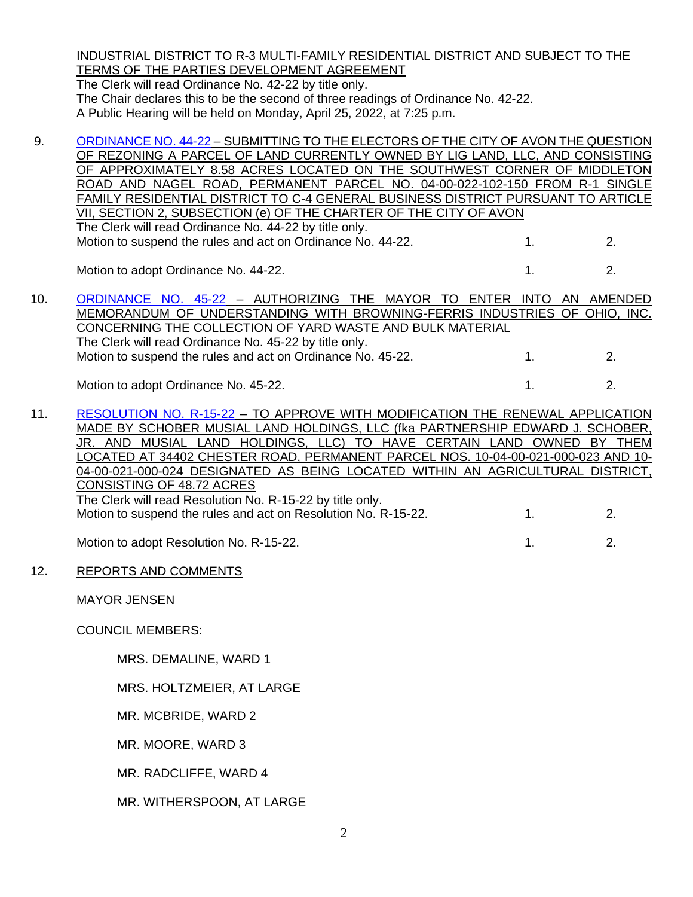INDUSTRIAL DISTRICT TO R-3 MULTI-FAMILY RESIDENTIAL DISTRICT AND SUBJECT TO THE TERMS OF THE PARTIES DEVELOPMENT AGREEMENT

The Clerk will read Ordinance No. 42-22 by title only.
The Chair declares this to be the second of three readings of Ordinance No. 42-22.
A Public Hearing will be held on Monday, April 25, 2022, at 7:25 p.m.

9. ORDINANCE NO. 44-22 – SUBMITTING TO THE ELECTORS OF THE CITY OF AVON THE QUESTION OF REZONING A PARCEL OF LAND CURRENTLY OWNED BY LIG LAND, LLC, AND CONSISTING OF APPROXIMATELY 8.58 ACRES LOCATED ON THE SOUTHWEST CORNER OF MIDDLETON ROAD AND NAGEL ROAD, PERMANENT PARCEL NO. 04-00-022-102-150 FROM R-1 SINGLE FAMILY RESIDENTIAL DISTRICT TO C-4 GENERAL BUSINESS DISTRICT PURSUANT TO ARTICLE VII, SECTION 2, SUBSECTION (e) OF THE CHARTER OF THE CITY OF AVON

   The Clerk will read Ordinance No. 44-22 by title only.
   Motion to suspend the rules and act on Ordinance No. 44-22. 1. 2.

   Motion to adopt Ordinance No. 44-22. 1. 2.

10. ORDINANCE NO. 45-22 – AUTHORIZING THE MAYOR TO ENTER INTO AN AMENDED MEMORANDUM OF UNDERSTANDING WITH BROWNING-FERRIS INDUSTRIES OF OHIO, INC. CONCERNING THE COLLECTION OF YARD WASTE AND BULK MATERIAL

    The Clerk will read Ordinance No. 45-22 by title only.
    Motion to suspend the rules and act on Ordinance No. 45-22. 1. 2.

    Motion to adopt Ordinance No. 45-22. 1. 2.

11. RESOLUTION NO. R-15-22 – TO APPROVE WITH MODIFICATION THE RENEWAL APPLICATION MADE BY SCHOBER MUSIAL LAND HOLDINGS, LLC (fka PARTNERSHIP EDWARD J. SCHOBER, JR. AND MUSIAL LAND HOLDINGS, LLC) TO HAVE CERTAIN LAND OWNED BY THEM LOCATED AT 34402 CHESTER ROAD, PERMANENT PARCEL NOS. 10-04-00-021-000-023 AND 10-04-00-021-000-024 DESIGNATED AS BEING LOCATED WITHIN AN AGRICULTURAL DISTRICT, CONSISTING OF 48.72 ACRES

    The Clerk will read Resolution No. R-15-22 by title only.
    Motion to suspend the rules and act on Resolution No. R-15-22. 1. 2.

    Motion to adopt Resolution No. R-15-22. 1. 2.

12. REPORTS AND COMMENTS

    MAYOR JENSEN

    COUNCIL MEMBERS:

    - MRS. DEMALINE, WARD 1
    - MRS. HOLTZMEIER, AT LARGE
    - MR. MCBRIDE, WARD 2
    - MR. MOORE, WARD 3
    - MR. RADCLIFFE, WARD 4
    - MR. WITHERSPOON, AT LARGE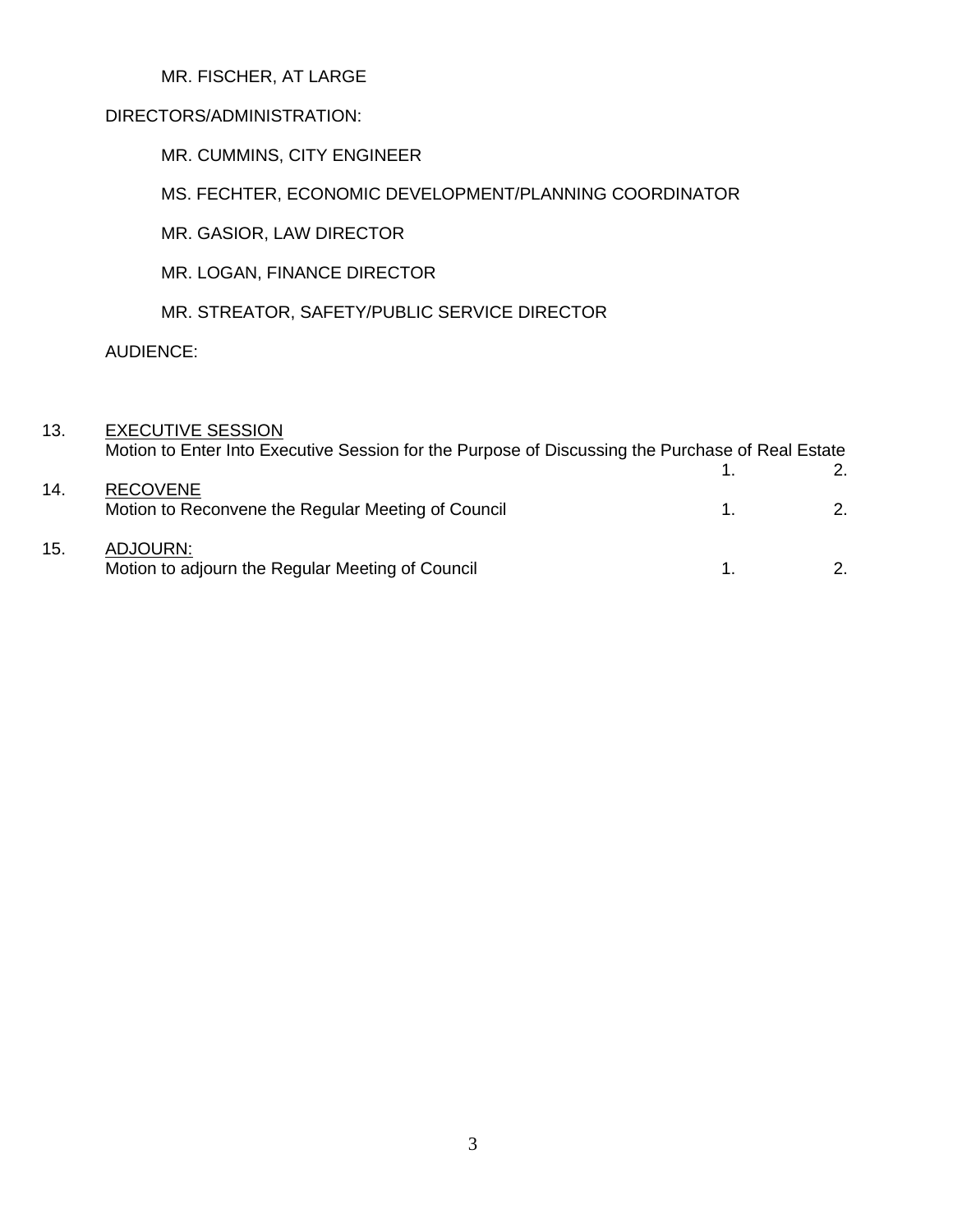MR. FISCHER, AT LARGE

DIRECTORS/ADMINISTRATION:

MR. CUMMINS, CITY ENGINEER

MS. FECHTER, ECONOMIC DEVELOPMENT/PLANNING COORDINATOR

MR. GASIOR, LAW DIRECTOR

MR. LOGAN, FINANCE DIRECTOR

MR. STREATOR, SAFETY/PUBLIC SERVICE DIRECTOR

AUDIENCE:

13. EXECUTIVE SESSION
    Motion to Enter Into Executive Session for the Purpose of Discussing the Purchase of Real Estate
    1. 2.

14. RECOVENE
    Motion to Reconvene the Regular Meeting of Council 1. 2.

15. ADJOURN:
    Motion to adjourn the Regular Meeting of Council 1. 2.